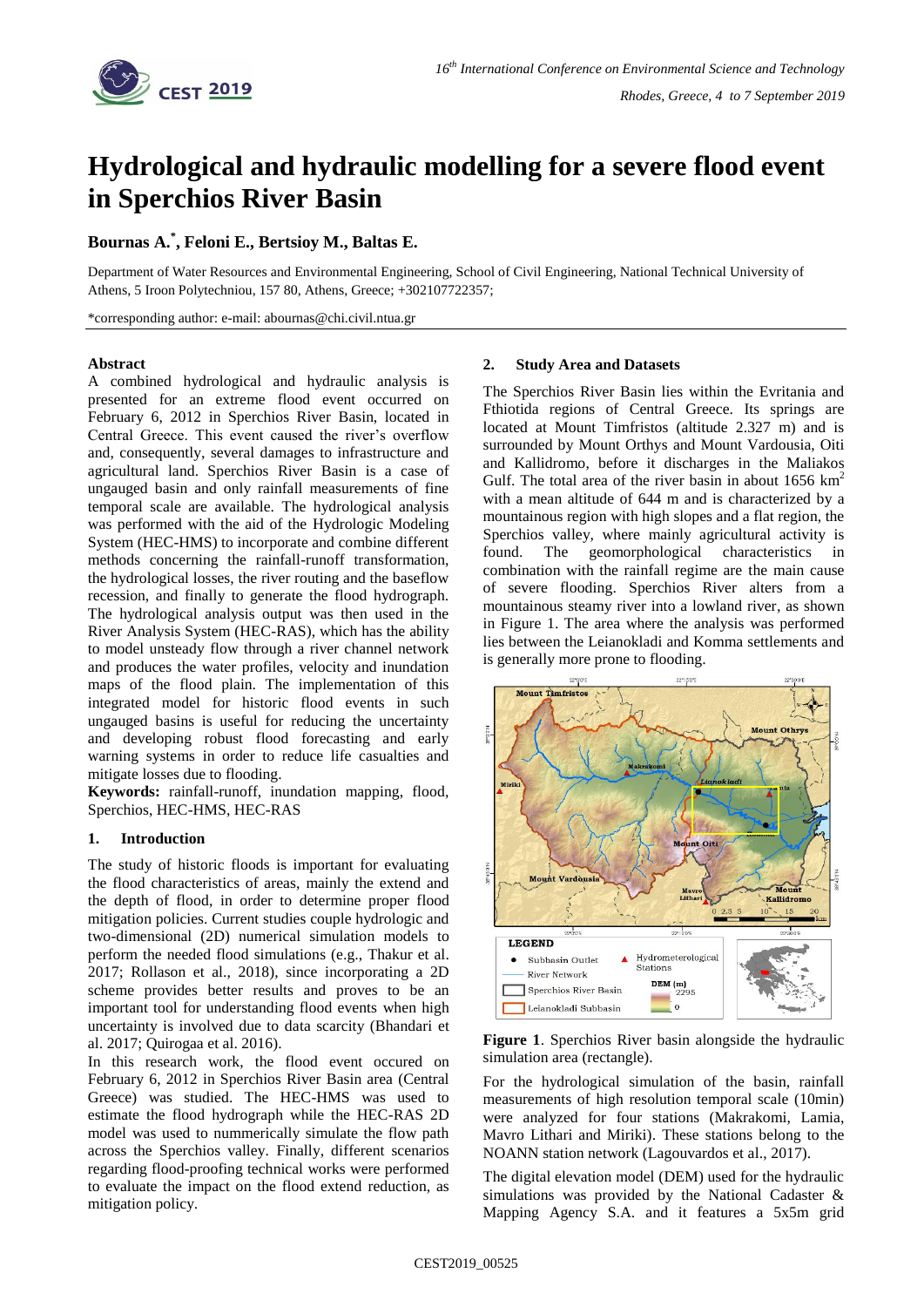# Hydrological and hydraulic modelling for a severe flood event in Sperchios River Basin

**Bournas A.[*], Feloni E., Bertsioy M., Baltas E.**

Department of Water Resources and Environmental Engineering, School of Civil Engineering, National Technical University of Athens, 5 Iroon Polytechniou, 157 80, Athens, Greece; +302107722357;

*corresponding author: e-mail: abournas@chi.civil.ntua.gr

## Abstract

A combined hydrological and hydraulic analysis is presented for an extreme flood event occurred on February 6, 2012 in Sperchios River Basin, located in Central Greece. This event caused the river's overflow and, consequently, several damages to infrastructure and agricultural land. Sperchios River Basin is a case of ungauged basin and only rainfall measurements of fine temporal scale are available. The hydrological analysis was performed with the aid of the Hydrologic Modeling System (HEC-HMS) to incorporate and combine different methods concerning the rainfall-runoff transformation, the hydrological losses, the river routing and the baseflow recession, and finally to generate the flood hydrograph. The hydrological analysis output was then used in the River Analysis System (HEC-RAS), which has the ability to model unsteady flow through a river channel network and produces the water profiles, velocity and inundation maps of the flood plain. The implementation of this integrated model for historic flood events in such ungauged basins is useful for reducing the uncertainty and developing robust flood forecasting and early warning systems in order to reduce life casualties and mitigate losses due to flooding.

**Keywords:** rainfall-runoff, inundation mapping, flood, Sperchios, HEC-HMS, HEC-RAS

## 1. Introduction

The study of historic floods is important for evaluating the flood characteristics of areas, mainly the extend and the depth of flood, in order to determine proper flood mitigation policies. Current studies couple hydrologic and two-dimensional (2D) numerical simulation models to perform the needed flood simulations (e.g., Thakur et al. 2017; Rollason et al., 2018), since incorporating a 2D scheme provides better results and proves to be an important tool for understanding flood events when high uncertainty is involved due to data scarcity (Bhandari et al. 2017; Quirogaa et al. 2016).

In this research work, the flood event occured on February 6, 2012 in Sperchios River Basin area (Central Greece) was studied. The HEC-HMS was used to estimate the flood hydrograph while the HEC-RAS 2D model was used to nummerically simulate the flow path across the Sperchios valley. Finally, different scenarios regarding flood-proofing technical works were performed to evaluate the impact on the flood extend reduction, as mitigation policy.

## 2. Study Area and Datasets

The Sperchios River Basin lies within the Evritania and Fthiotida regions of Central Greece. Its springs are located at Mount Timfristos (altitude 2.327 m) and is surrounded by Mount Orthys and Mount Vardousia, Oiti and Kallidromo, before it discharges in the Maliakos Gulf. The total area of the river basin in about 1656 $km^2$ with a mean altitude of 644 m and is characterized by a mountainous region with high slopes and a flat region, the Sperchios valley, where mainly agricultural activity is found. The geomorphological characteristics in combination with the rainfall regime are the main cause of severe flooding. Sperchios River alters from a mountainous steamy river into a lowland river, as shown in Figure 1. The area where the analysis was performed lies between the Leianokladi and Komma settlements and is generally more prone to flooding.

**Figure 1**. Sperchios River basin alongside the hydraulic simulation area (rectangle).

For the hydrological simulation of the basin, rainfall measurements of high resolution temporal scale (10min) were analyzed for four stations (Makrakomi, Lamia, Mavro Lithari and Miriki). These stations belong to the NOANN station network (Lagouvardos et al., 2017).

The digital elevation model (DEM) used for the hydraulic simulations was provided by the National Cadaster & Mapping Agency S.A. and it features a 5x5m grid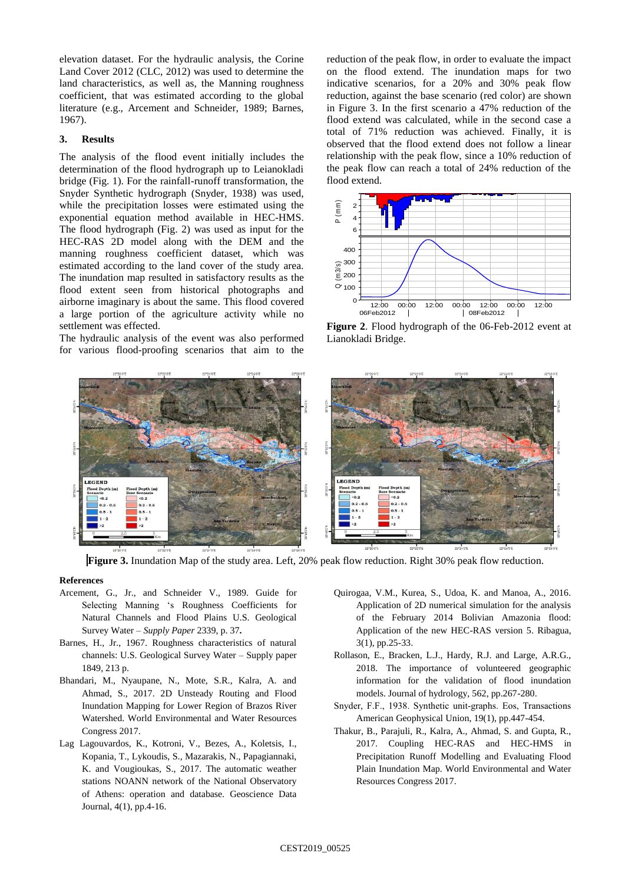elevation dataset. For the hydraulic analysis, the Corine Land Cover 2012 (CLC, 2012) was used to determine the land characteristics, as well as, the Manning roughness coefficient, that was estimated according to the global literature (e.g., Arcement and Schneider, 1989; Barnes, 1967).

## 3. Results

The analysis of the flood event initially includes the determination of the flood hydrograph up to Leianokladi bridge (Fig. 1). For the rainfall-runoff transformation, the Snyder Synthetic hydrograph (Snyder, 1938) was used, while the precipitation losses were estimated using the exponential equation method available in HEC-HMS. The flood hydrograph (Fig. 2) was used as input for the HEC-RAS 2D model along with the DEM and the manning roughness coefficient dataset, which was estimated according to the land cover of the study area. The inundation map resulted in satisfactory results as the flood extent seen from historical photographs and airborne imaginary is about the same. This flood covered a large portion of the agriculture activity while no settlement was effected.

The hydraulic analysis of the event was also performed for various flood-proofing scenarios that aim to the reduction of the peak flow, in order to evaluate the impact on the flood extend. The inundation maps for two indicative scenarios, for a 20% and 30% peak flow reduction, against the base scenario (red color) are shown in Figure 3. In the first scenario a 47% reduction of the flood extend was calculated, while in the second case a total of 71% reduction was achieved. Finally, it is observed that the flood extend does not follow a linear relationship with the peak flow, since a 10% reduction of the peak flow can reach a total of 24% reduction of the flood extend.

P (mm)
2
4
6
Q (m3/s)
400
300
200
100
0
12:00 00:00 12:00 00:00 12:00 00:00 12:00
06Feb2012 | 08Feb2012 |

**Figure 2**. Flood hydrograph of the 06-Feb-2012 event at Lianokladi Bridge.

**Figure 3.** Inundation Map of the study area. Left, 20% peak flow reduction. Right 30% peak flow reduction.

### References

Arcement, G., Jr., and Schneider V., 1989. Guide for Selecting Manning 's Roughness Coefficients for Natural Channels and Flood Plains U.S. Geological Survey Water – *Supply Paper* 2339, p. 37**.**

Barnes, H., Jr., 1967. Roughness characteristics of natural channels: U.S. Geological Survey Water – Supply paper 1849, 213 p.

Bhandari, M., Nyaupane, N., Mote, S.R., Kalra, A. and Ahmad, S., 2017. 2D Unsteady Routing and Flood Inundation Mapping for Lower Region of Brazos River Watershed. World Environmental and Water Resources Congress 2017.

Lag Lagouvardos, K., Kotroni, V., Bezes, A., Koletsis, I., Kopania, T., Lykoudis, S., Mazarakis, N., Papagiannaki, K. and Vougioukas, S., 2017. The automatic weather stations NOANN network of the National Observatory of Athens: operation and database. Geoscience Data Journal, 4(1), pp.4-16.

Quirogaa, V.M., Kurea, S., Udoa, K. and Manoa, A., 2016. Application of 2D numerical simulation for the analysis of the February 2014 Bolivian Amazonia flood: Application of the new HEC-RAS version 5. Ribagua, 3(1), pp.25-33.

Rollason, E., Bracken, L.J., Hardy, R.J. and Large, A.R.G., 2018. The importance of volunteered geographic information for the validation of flood inundation models. Journal of hydrology, 562, pp.267-280.

Snyder, F.F., 1938. Synthetic unit-graphs. Eos, Transactions American Geophysical Union, 19(1), pp.447-454.

Thakur, B., Parajuli, R., Kalra, A., Ahmad, S. and Gupta, R., 2017. Coupling HEC-RAS and HEC-HMS in Precipitation Runoff Modelling and Evaluating Flood Plain Inundation Map. World Environmental and Water Resources Congress 2017.